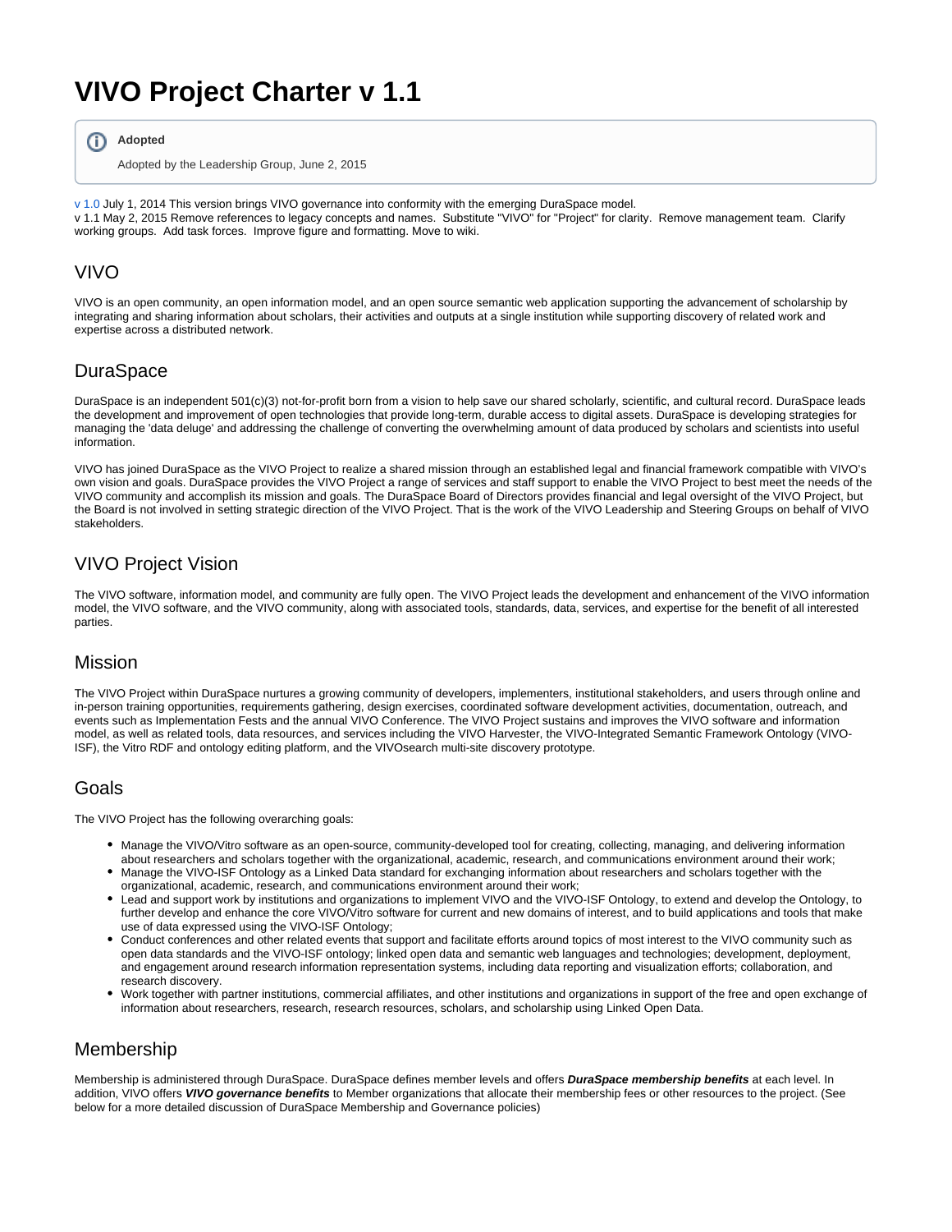# VIVO Project Charter v 1.1

> **Adopted**
>
> Adopted by the Leadership Group, June 2, 2015

v 1.0 July 1, 2014 This version brings VIVO governance into conformity with the emerging DuraSpace model.
v 1.1 May 2, 2015 Remove references to legacy concepts and names.  Substitute "VIVO" for "Project" for clarity.  Remove management team.  Clarify working groups.  Add task forces.  Improve figure and formatting. Move to wiki.

## VIVO

VIVO is an open community, an open information model, and an open source semantic web application supporting the advancement of scholarship by integrating and sharing information about scholars, their activities and outputs at a single institution while supporting discovery of related work and expertise across a distributed network.

## DuraSpace

DuraSpace is an independent 501(c)(3) not-for-profit born from a vision to help save our shared scholarly, scientific, and cultural record. DuraSpace leads the development and improvement of open technologies that provide long-term, durable access to digital assets. DuraSpace is developing strategies for managing the 'data deluge' and addressing the challenge of converting the overwhelming amount of data produced by scholars and scientists into useful information.

VIVO has joined DuraSpace as the VIVO Project to realize a shared mission through an established legal and financial framework compatible with VIVO's own vision and goals. DuraSpace provides the VIVO Project a range of services and staff support to enable the VIVO Project to best meet the needs of the VIVO community and accomplish its mission and goals. The DuraSpace Board of Directors provides financial and legal oversight of the VIVO Project, but the Board is not involved in setting strategic direction of the VIVO Project. That is the work of the VIVO Leadership and Steering Groups on behalf of VIVO stakeholders.

## VIVO Project Vision

The VIVO software, information model, and community are fully open. The VIVO Project leads the development and enhancement of the VIVO information model, the VIVO software, and the VIVO community, along with associated tools, standards, data, services, and expertise for the benefit of all interested parties.

## Mission

The VIVO Project within DuraSpace nurtures a growing community of developers, implementers, institutional stakeholders, and users through online and in-person training opportunities, requirements gathering, design exercises, coordinated software development activities, documentation, outreach, and events such as Implementation Fests and the annual VIVO Conference. The VIVO Project sustains and improves the VIVO software and information model, as well as related tools, data resources, and services including the VIVO Harvester, the VIVO-Integrated Semantic Framework Ontology (VIVO-ISF), the Vitro RDF and ontology editing platform, and the VIVOsearch multi-site discovery prototype.

## Goals

The VIVO Project has the following overarching goals:

- Manage the VIVO/Vitro software as an open-source, community-developed tool for creating, collecting, managing, and delivering information about researchers and scholars together with the organizational, academic, research, and communications environment around their work;
- Manage the VIVO-ISF Ontology as a Linked Data standard for exchanging information about researchers and scholars together with the organizational, academic, research, and communications environment around their work;
- Lead and support work by institutions and organizations to implement VIVO and the VIVO-ISF Ontology, to extend and develop the Ontology, to further develop and enhance the core VIVO/Vitro software for current and new domains of interest, and to build applications and tools that make use of data expressed using the VIVO-ISF Ontology;
- Conduct conferences and other related events that support and facilitate efforts around topics of most interest to the VIVO community such as open data standards and the VIVO-ISF ontology; linked open data and semantic web languages and technologies; development, deployment, and engagement around research information representation systems, including data reporting and visualization efforts; collaboration, and research discovery.
- Work together with partner institutions, commercial affiliates, and other institutions and organizations in support of the free and open exchange of information about researchers, research, research resources, scholars, and scholarship using Linked Open Data.

## Membership

Membership is administered through DuraSpace. DuraSpace defines member levels and offers ***DuraSpace membership benefits*** at each level. In addition, VIVO offers ***VIVO governance benefits*** to Member organizations that allocate their membership fees or other resources to the project. (See below for a more detailed discussion of DuraSpace Membership and Governance policies)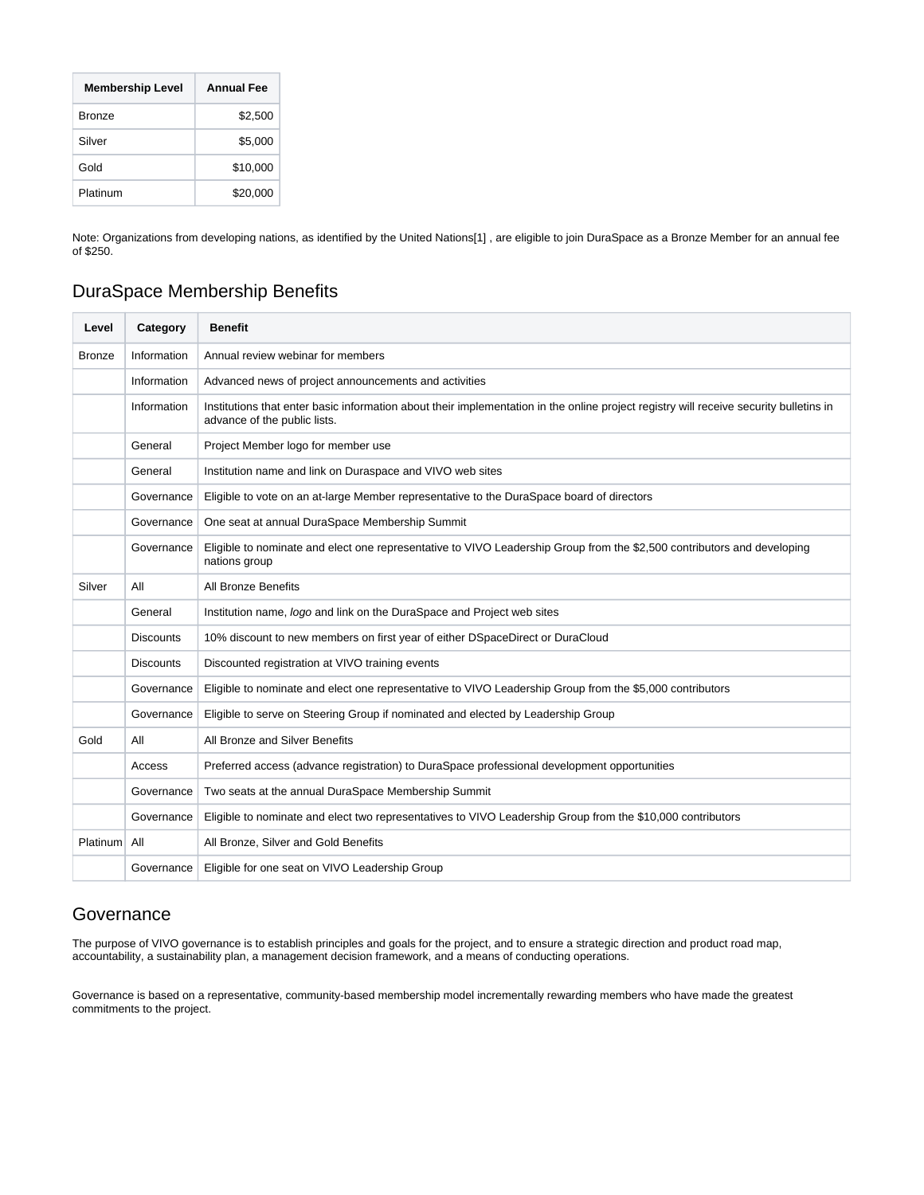| Membership Level | Annual Fee |
| --- | --- |
| Bronze | $2,500 |
| Silver | $5,000 |
| Gold | $10,000 |
| Platinum | $20,000 |

Note: Organizations from developing nations, as identified by the United Nations[1] , are eligible to join DuraSpace as a Bronze Member for an annual fee of $250.

## DuraSpace Membership Benefits

| Level | Category | Benefit |
| --- | --- | --- |
| Bronze | Information | Annual review webinar for members |
| | Information | Advanced news of project announcements and activities |
| | Information | Institutions that enter basic information about their implementation in the online project registry will receive security bulletins in advance of the public lists. |
| | General | Project Member logo for member use |
| | General | Institution name and link on Duraspace and VIVO web sites |
| | Governance | Eligible to vote on an at-large Member representative to the DuraSpace board of directors |
| | Governance | One seat at annual DuraSpace Membership Summit |
| | Governance | Eligible to nominate and elect one representative to VIVO Leadership Group from the $2,500 contributors and developing nations group |
| Silver | All | All Bronze Benefits |
| | General | Institution name, *logo* and link on the DuraSpace and Project web sites |
| | Discounts | 10% discount to new members on first year of either DSpaceDirect or DuraCloud |
| | Discounts | Discounted registration at VIVO training events |
| | Governance | Eligible to nominate and elect one representative to VIVO Leadership Group from the $5,000 contributors |
| | Governance | Eligible to serve on Steering Group if nominated and elected by Leadership Group |
| Gold | All | All Bronze and Silver Benefits |
| | Access | Preferred access (advance registration) to DuraSpace professional development opportunities |
| | Governance | Two seats at the annual DuraSpace Membership Summit |
| | Governance | Eligible to nominate and elect two representatives to VIVO Leadership Group from the $10,000 contributors |
| Platinum | All | All Bronze, Silver and Gold Benefits |
| | Governance | Eligible for one seat on VIVO Leadership Group |

## Governance

The purpose of VIVO governance is to establish principles and goals for the project, and to ensure a strategic direction and product road map, accountability, a sustainability plan, a management decision framework, and a means of conducting operations.

Governance is based on a representative, community-based membership model incrementally rewarding members who have made the greatest commitments to the project.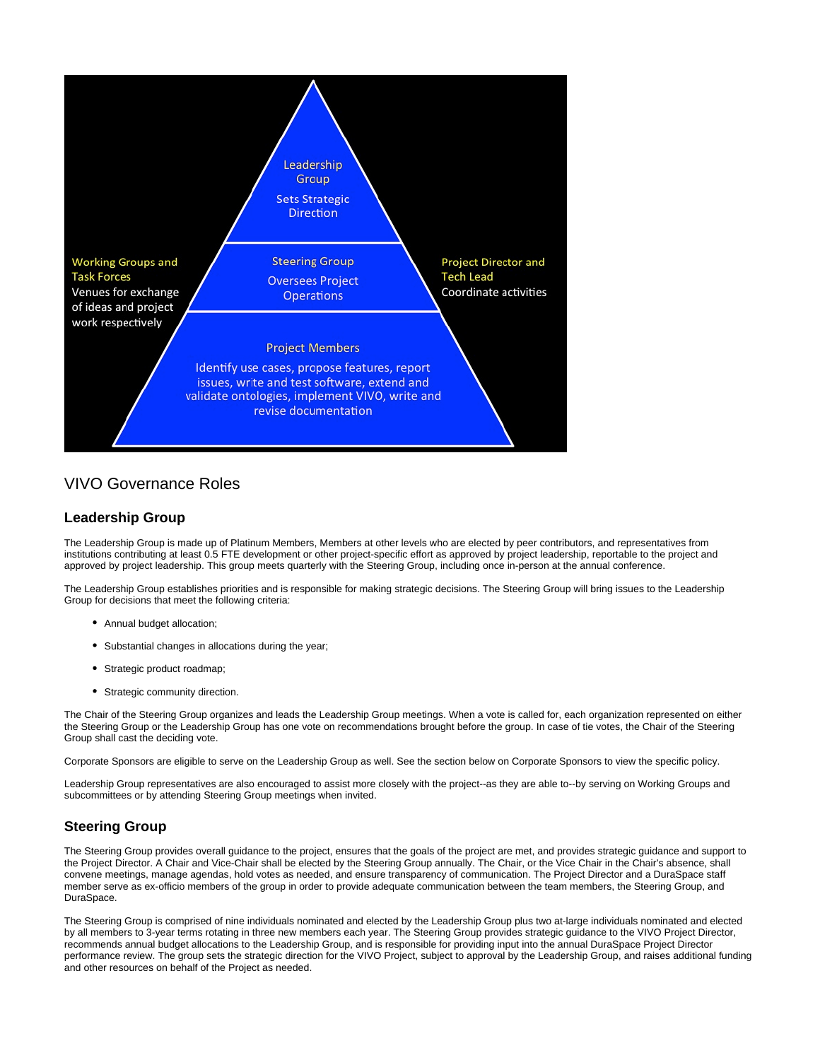## VIVO Governance Roles

### Leadership Group

The Leadership Group is made up of Platinum Members, Members at other levels who are elected by peer contributors, and representatives from institutions contributing at least 0.5 FTE development or other project-specific effort as approved by project leadership, reportable to the project and approved by project leadership. This group meets quarterly with the Steering Group, including once in-person at the annual conference.

The Leadership Group establishes priorities and is responsible for making strategic decisions. The Steering Group will bring issues to the Leadership Group for decisions that meet the following criteria:

- Annual budget allocation;
- Substantial changes in allocations during the year;
- Strategic product roadmap;
- Strategic community direction.

The Chair of the Steering Group organizes and leads the Leadership Group meetings. When a vote is called for, each organization represented on either the Steering Group or the Leadership Group has one vote on recommendations brought before the group. In case of tie votes, the Chair of the Steering Group shall cast the deciding vote.

Corporate Sponsors are eligible to serve on the Leadership Group as well. See the section below on Corporate Sponsors to view the specific policy.

Leadership Group representatives are also encouraged to assist more closely with the project--as they are able to--by serving on Working Groups and subcommittees or by attending Steering Group meetings when invited.

### Steering Group

The Steering Group provides overall guidance to the project, ensures that the goals of the project are met, and provides strategic guidance and support to the Project Director. A Chair and Vice-Chair shall be elected by the Steering Group annually. The Chair, or the Vice Chair in the Chair's absence, shall convene meetings, manage agendas, hold votes as needed, and ensure transparency of communication. The Project Director and a DuraSpace staff member serve as ex-officio members of the group in order to provide adequate communication between the team members, the Steering Group, and DuraSpace.

The Steering Group is comprised of nine individuals nominated and elected by the Leadership Group plus two at-large individuals nominated and elected by all members to 3-year terms rotating in three new members each year. The Steering Group provides strategic guidance to the VIVO Project Director, recommends annual budget allocations to the Leadership Group, and is responsible for providing input into the annual DuraSpace Project Director performance review. The group sets the strategic direction for the VIVO Project, subject to approval by the Leadership Group, and raises additional funding and other resources on behalf of the Project as needed.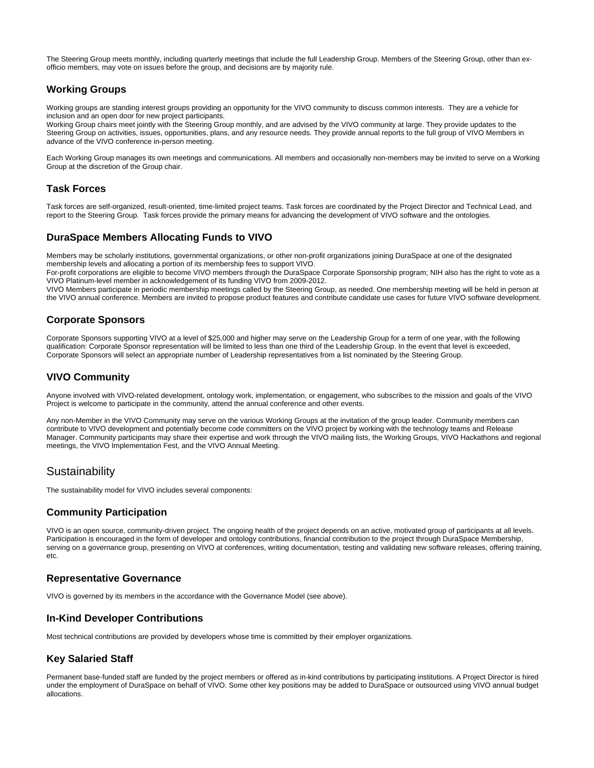The Steering Group meets monthly, including quarterly meetings that include the full Leadership Group. Members of the Steering Group, other than ex-officio members, may vote on issues before the group, and decisions are by majority rule.

### Working Groups

Working groups are standing interest groups providing an opportunity for the VIVO community to discuss common interests. They are a vehicle for inclusion and an open door for new project participants.
Working Group chairs meet jointly with the Steering Group monthly, and are advised by the VIVO community at large. They provide updates to the Steering Group on activities, issues, opportunities, plans, and any resource needs. They provide annual reports to the full group of VIVO Members in advance of the VIVO conference in-person meeting.

Each Working Group manages its own meetings and communications. All members and occasionally non-members may be invited to serve on a Working Group at the discretion of the Group chair.

### Task Forces

Task forces are self-organized, result-oriented, time-limited project teams. Task forces are coordinated by the Project Director and Technical Lead, and report to the Steering Group. Task forces provide the primary means for advancing the development of VIVO software and the ontologies.

### DuraSpace Members Allocating Funds to VIVO

Members may be scholarly institutions, governmental organizations, or other non-profit organizations joining DuraSpace at one of the designated membership levels and allocating a portion of its membership fees to support VIVO.
For-profit corporations are eligible to become VIVO members through the DuraSpace Corporate Sponsorship program; NIH also has the right to vote as a VIVO Platinum-level member in acknowledgement of its funding VIVO from 2009-2012.
VIVO Members participate in periodic membership meetings called by the Steering Group, as needed. One membership meeting will be held in person at the VIVO annual conference. Members are invited to propose product features and contribute candidate use cases for future VIVO software development.

### Corporate Sponsors

Corporate Sponsors supporting VIVO at a level of $25,000 and higher may serve on the Leadership Group for a term of one year, with the following qualification: Corporate Sponsor representation will be limited to less than one third of the Leadership Group. In the event that level is exceeded, Corporate Sponsors will select an appropriate number of Leadership representatives from a list nominated by the Steering Group.

### VIVO Community

Anyone involved with VIVO-related development, ontology work, implementation, or engagement, who subscribes to the mission and goals of the VIVO Project is welcome to participate in the community, attend the annual conference and other events.

Any non-Member in the VIVO Community may serve on the various Working Groups at the invitation of the group leader. Community members can contribute to VIVO development and potentially become code committers on the VIVO project by working with the technology teams and Release Manager. Community participants may share their expertise and work through the VIVO mailing lists, the Working Groups, VIVO Hackathons and regional meetings, the VIVO Implementation Fest, and the VIVO Annual Meeting.

## Sustainability

The sustainability model for VIVO includes several components:

### Community Participation

VIVO is an open source, community-driven project. The ongoing health of the project depends on an active, motivated group of participants at all levels. Participation is encouraged in the form of developer and ontology contributions, financial contribution to the project through DuraSpace Membership, serving on a governance group, presenting on VIVO at conferences, writing documentation, testing and validating new software releases, offering training, etc.

### Representative Governance

VIVO is governed by its members in the accordance with the Governance Model (see above).

### In-Kind Developer Contributions

Most technical contributions are provided by developers whose time is committed by their employer organizations.

### Key Salaried Staff

Permanent base-funded staff are funded by the project members or offered as in-kind contributions by participating institutions. A Project Director is hired under the employment of DuraSpace on behalf of VIVO. Some other key positions may be added to DuraSpace or outsourced using VIVO annual budget allocations.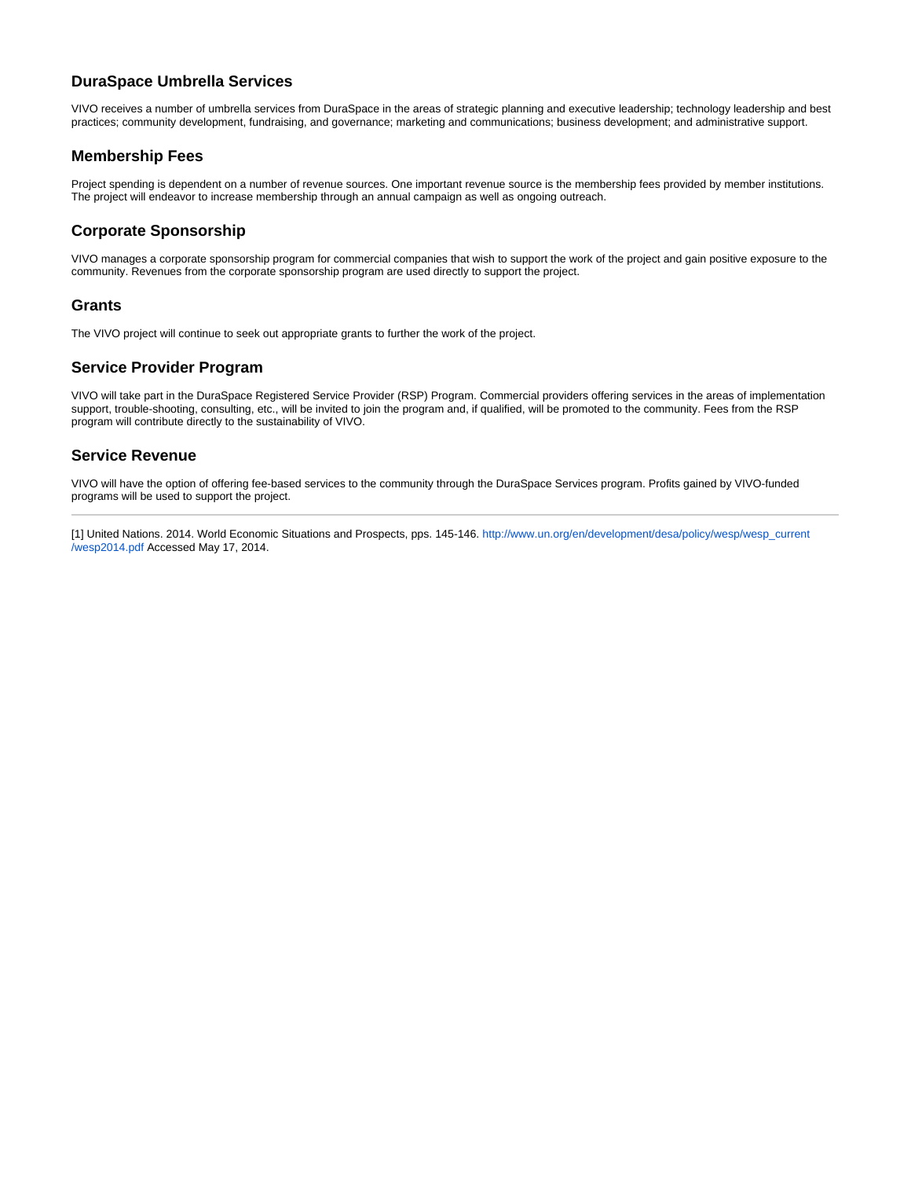### DuraSpace Umbrella Services

VIVO receives a number of umbrella services from DuraSpace in the areas of strategic planning and executive leadership; technology leadership and best practices; community development, fundraising, and governance; marketing and communications; business development; and administrative support.

### Membership Fees

Project spending is dependent on a number of revenue sources. One important revenue source is the membership fees provided by member institutions. The project will endeavor to increase membership through an annual campaign as well as ongoing outreach.

### Corporate Sponsorship

VIVO manages a corporate sponsorship program for commercial companies that wish to support the work of the project and gain positive exposure to the community. Revenues from the corporate sponsorship program are used directly to support the project.

### Grants

The VIVO project will continue to seek out appropriate grants to further the work of the project.

### Service Provider Program

VIVO will take part in the DuraSpace Registered Service Provider (RSP) Program. Commercial providers offering services in the areas of implementation support, trouble-shooting, consulting, etc., will be invited to join the program and, if qualified, will be promoted to the community. Fees from the RSP program will contribute directly to the sustainability of VIVO.

### Service Revenue

VIVO will have the option of offering fee-based services to the community through the DuraSpace Services program. Profits gained by VIVO-funded programs will be used to support the project.

---

[1] United Nations. 2014. World Economic Situations and Prospects, pps. 145-146. http://www.un.org/en/development/desa/policy/wesp/wesp_current/wesp2014.pdf Accessed May 17, 2014.